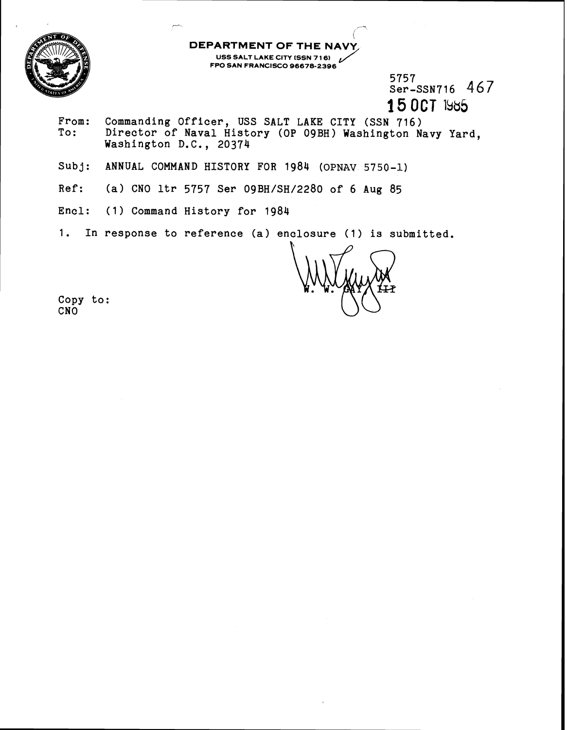**DEPARTMENT OF THE NAVY**
USS SALT LAKE CITY (SSN 716)
FPO SAN FRANCISCO 96678-2396

5757
Ser-SSN716 467
**15 OCT 1985**

From: Commanding Officer, USS SALT LAKE CITY (SSN 716)
To: Director of Naval History (OP 09BH) Washington Navy Yard, Washington D.C., 20374

Subj: ANNUAL COMMAND HISTORY FOR 1984 (OPNAV 5750-1)

Ref: (a) CNO ltr 5757 Ser 09BH/SH/2280 of 6 Aug 85

Encl: (1) Command History for 1984

1. In response to reference (a) enclosure (1) is submitted.

W. W. GAY ~~III~~

Copy to:
CNO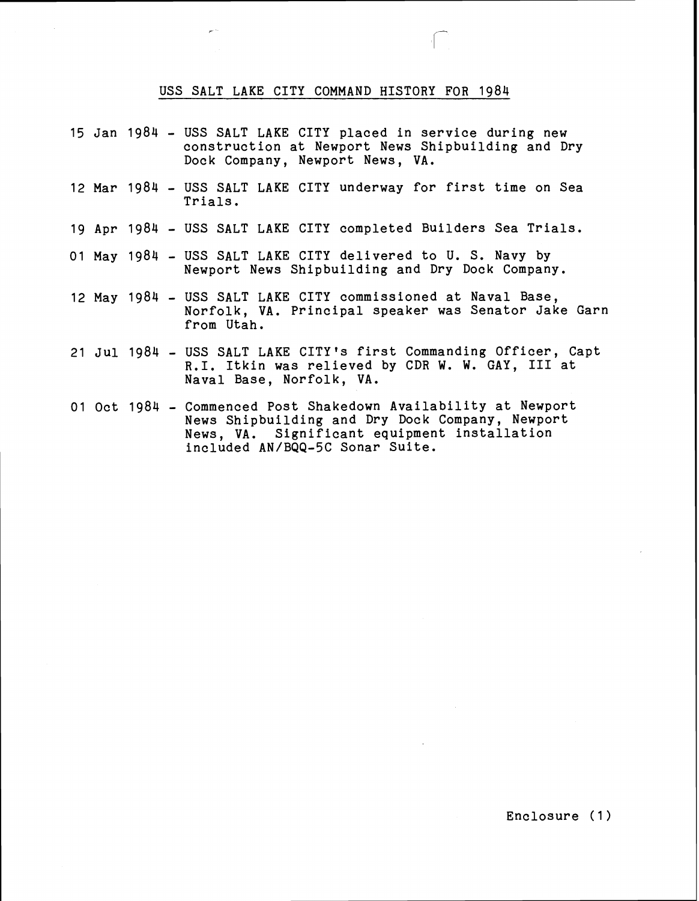# USS SALT LAKE CITY COMMAND HISTORY FOR 1984

15 Jan 1984 - USS SALT LAKE CITY placed in service during new construction at Newport News Shipbuilding and Dry Dock Company, Newport News, VA.

12 Mar 1984 - USS SALT LAKE CITY underway for first time on Sea Trials.

19 Apr 1984 - USS SALT LAKE CITY completed Builders Sea Trials.

01 May 1984 - USS SALT LAKE CITY delivered to U. S. Navy by Newport News Shipbuilding and Dry Dock Company.

12 May 1984 - USS SALT LAKE CITY commissioned at Naval Base, Norfolk, VA. Principal speaker was Senator Jake Garn from Utah.

21 Jul 1984 - USS SALT LAKE CITY's first Commanding Officer, Capt R.I. Itkin was relieved by CDR W. W. GAY, III at Naval Base, Norfolk, VA.

01 Oct 1984 - Commenced Post Shakedown Availability at Newport News Shipbuilding and Dry Dock Company, Newport News, VA. Significant equipment installation included AN/BQQ-5C Sonar Suite.

Enclosure (1)